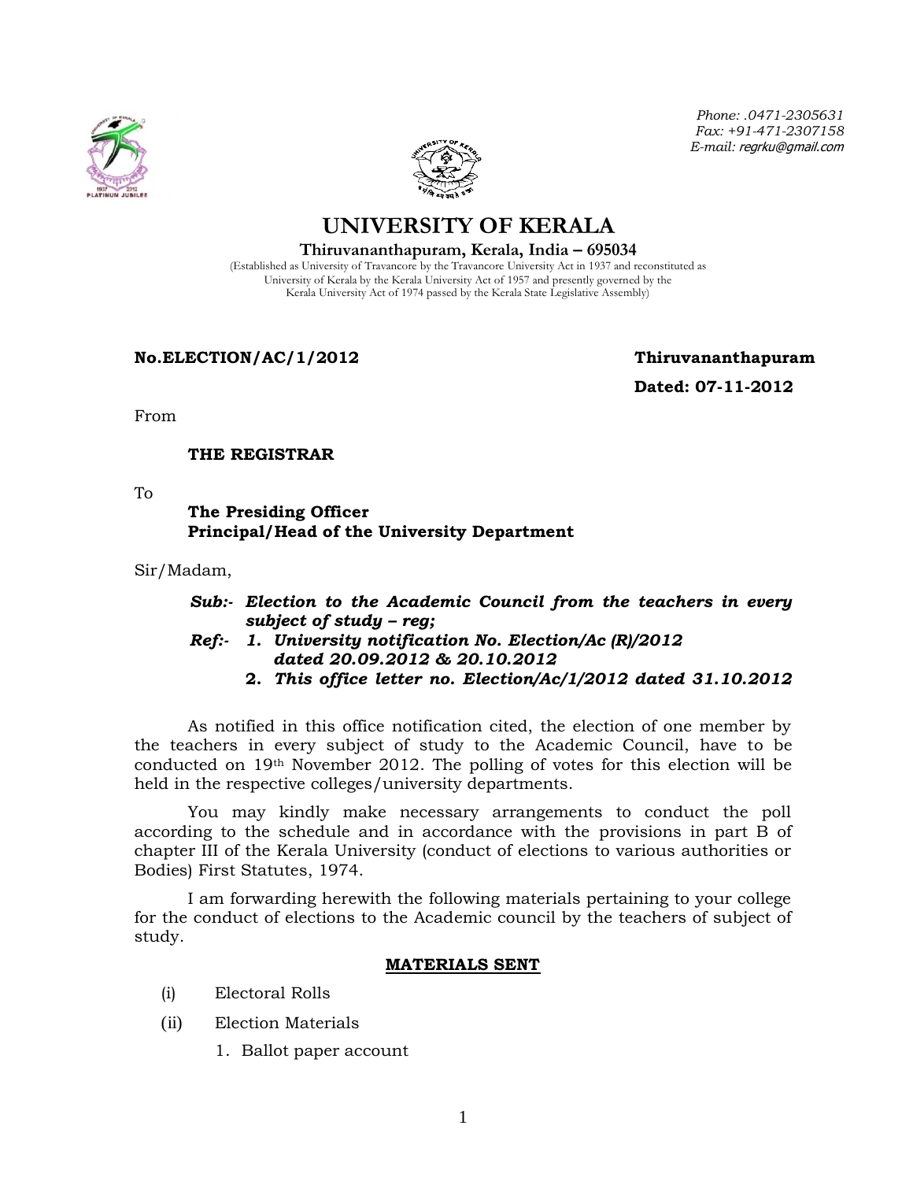Phone: .0471-2305631
Fax: +91-471-2307158
E-mail: regrku@gmail.com

# UNIVERSITY OF KERALA

**Thiruvananthapuram, Kerala, India – 695034**

(Established as University of Travancore by the Travancore University Act in 1937 and reconstituted as University of Kerala by the Kerala University Act of 1957 and presently governed by the Kerala University Act of 1974 passed by the Kerala State Legislative Assembly)

**No.ELECTION/AC/1/2012** **Thiruvananthapuram**

**Dated: 07-11-2012**

From

**THE REGISTRAR**

To

**The Presiding Officer**
**Principal/Head of the University Department**

Sir/Madam,

***Sub:-*** ***Election to the Academic Council from the teachers in every subject of study – reg;***

***Ref:-*** ***1. University notification No. Election/Ac (R)/2012 dated 20.09.2012 & 20.10.2012***
***2. This office letter no. Election/Ac/1/2012 dated 31.10.2012***

As notified in this office notification cited, the election of one member by the teachers in every subject of study to the Academic Council, have to be conducted on 19th November 2012. The polling of votes for this election will be held in the respective colleges/university departments.

You may kindly make necessary arrangements to conduct the poll according to the schedule and in accordance with the provisions in part B of chapter III of the Kerala University (conduct of elections to various authorities or Bodies) First Statutes, 1974.

I am forwarding herewith the following materials pertaining to your college for the conduct of elections to the Academic council by the teachers of subject of study.

**MATERIALS SENT**

(i) Electoral Rolls

(ii) Election Materials

1. Ballot paper account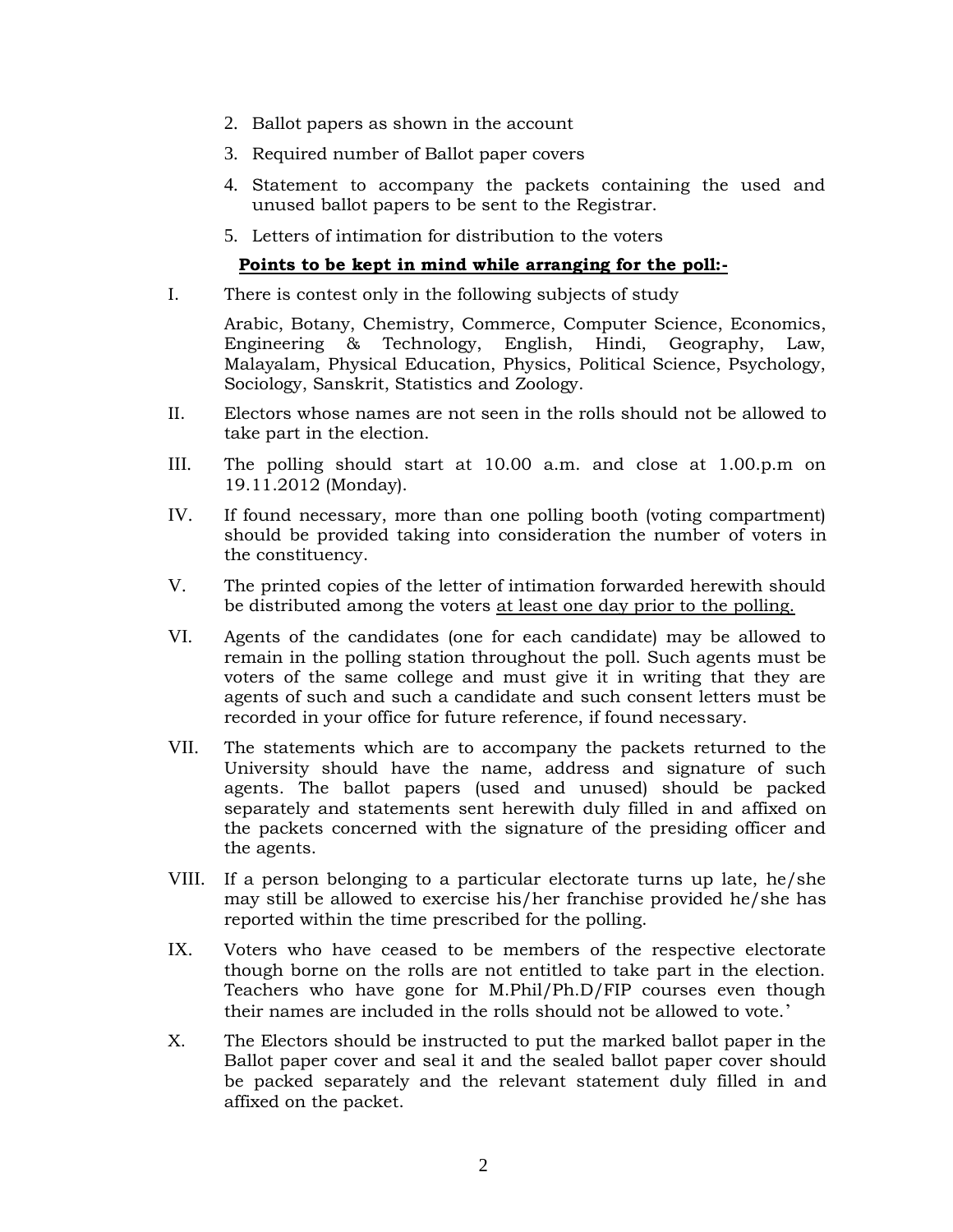2. Ballot papers as shown in the account
3. Required number of Ballot paper covers
4. Statement to accompany the packets containing the used and unused ballot papers to be sent to the Registrar.
5. Letters of intimation for distribution to the voters

**<u>Points to be kept in mind while arranging for the poll:-</u>**

I. There is contest only in the following subjects of study

   Arabic, Botany, Chemistry, Commerce, Computer Science, Economics, Engineering & Technology, English, Hindi, Geography, Law, Malayalam, Physical Education, Physics, Political Science, Psychology, Sociology, Sanskrit, Statistics and Zoology.

II. Electors whose names are not seen in the rolls should not be allowed to take part in the election.

III. The polling should start at 10.00 a.m. and close at 1.00.p.m on 19.11.2012 (Monday).

IV. If found necessary, more than one polling booth (voting compartment) should be provided taking into consideration the number of voters in the constituency.

V. The printed copies of the letter of intimation forwarded herewith should be distributed among the voters <u>at least one day prior to the polling.</u>

VI. Agents of the candidates (one for each candidate) may be allowed to remain in the polling station throughout the poll. Such agents must be voters of the same college and must give it in writing that they are agents of such and such a candidate and such consent letters must be recorded in your office for future reference, if found necessary.

VII. The statements which are to accompany the packets returned to the University should have the name, address and signature of such agents. The ballot papers (used and unused) should be packed separately and statements sent herewith duly filled in and affixed on the packets concerned with the signature of the presiding officer and the agents.

VIII. If a person belonging to a particular electorate turns up late, he/she may still be allowed to exercise his/her franchise provided he/she has reported within the time prescribed for the polling.

IX. Voters who have ceased to be members of the respective electorate though borne on the rolls are not entitled to take part in the election. Teachers who have gone for M.Phil/Ph.D/FIP courses even though their names are included in the rolls should not be allowed to vote.'

X. The Electors should be instructed to put the marked ballot paper in the Ballot paper cover and seal it and the sealed ballot paper cover should be packed separately and the relevant statement duly filled in and affixed on the packet.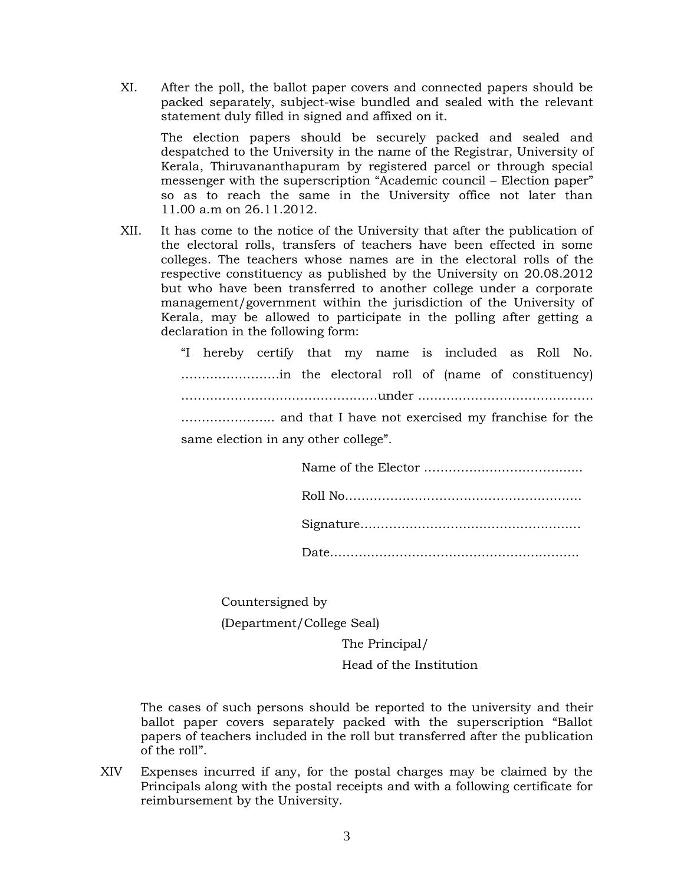XI. After the poll, the ballot paper covers and connected papers should be packed separately, subject-wise bundled and sealed with the relevant statement duly filled in signed and affixed on it.

The election papers should be securely packed and sealed and despatched to the University in the name of the Registrar, University of Kerala, Thiruvananthapuram by registered parcel or through special messenger with the superscription "Academic council – Election paper" so as to reach the same in the University office not later than 11.00 a.m on 26.11.2012.

XII. It has come to the notice of the University that after the publication of the electoral rolls, transfers of teachers have been effected in some colleges. The teachers whose names are in the electoral rolls of the respective constituency as published by the University on 20.08.2012 but who have been transferred to another college under a corporate management/government within the jurisdiction of the University of Kerala, may be allowed to participate in the polling after getting a declaration in the following form:

> "I hereby certify that my name is included as Roll No. ……………………in the electoral roll of (name of constituency) …………………………………………under …………………………………… ………………….. and that I have not exercised my franchise for the same election in any other college".

Name of the Elector …………………………………

Roll No…………………………………………………

Signature………………………………………………

Date……………………………………………………

Countersigned by

(Department/College Seal)

The Principal/

Head of the Institution

The cases of such persons should be reported to the university and their ballot paper covers separately packed with the superscription "Ballot papers of teachers included in the roll but transferred after the publication of the roll".

XIV Expenses incurred if any, for the postal charges may be claimed by the Principals along with the postal receipts and with a following certificate for reimbursement by the University.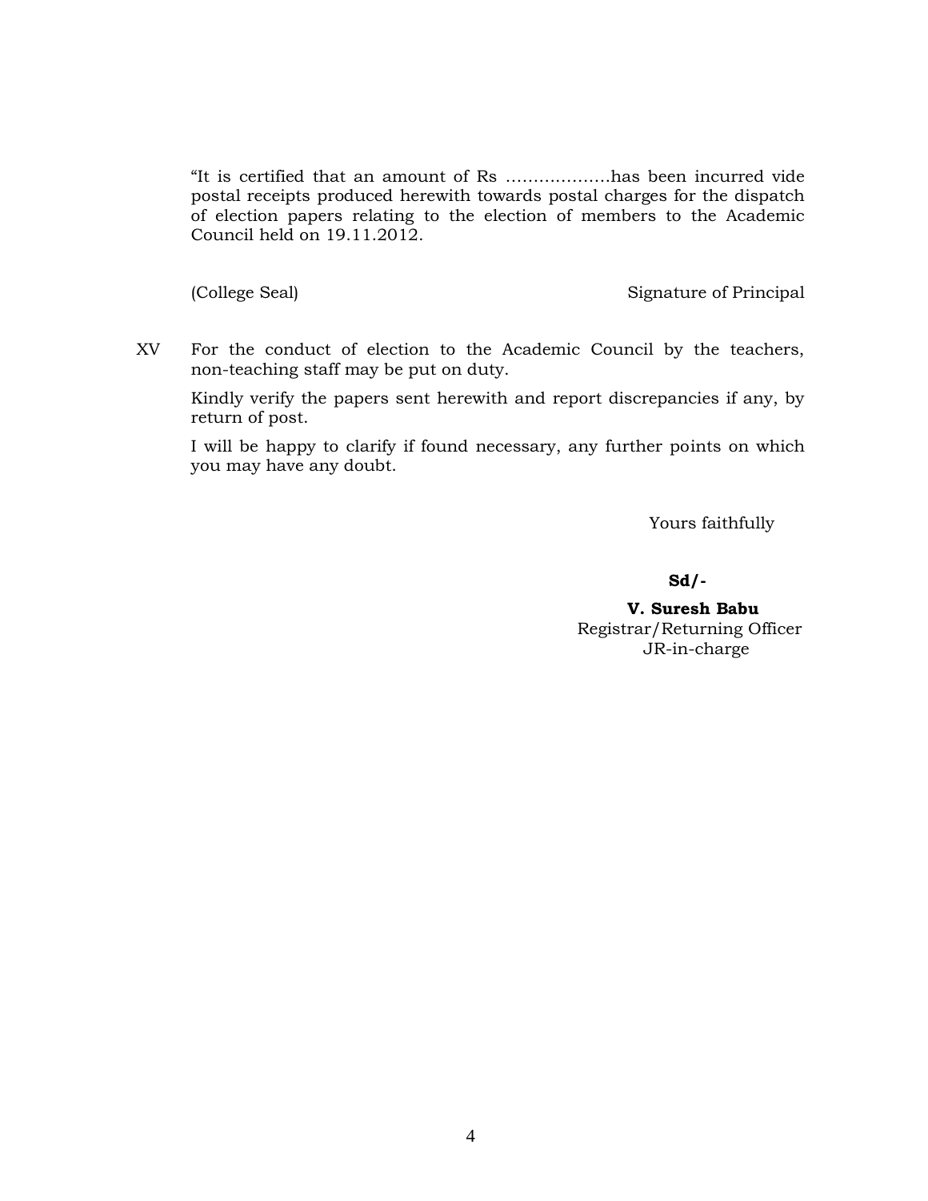"It is certified that an amount of Rs ……………….has been incurred vide postal receipts produced herewith towards postal charges for the dispatch of election papers relating to the election of members to the Academic Council held on 19.11.2012.

(College Seal) Signature of Principal

XV For the conduct of election to the Academic Council by the teachers, non-teaching staff may be put on duty.

Kindly verify the papers sent herewith and report discrepancies if any, by return of post.

I will be happy to clarify if found necessary, any further points on which you may have any doubt.

Yours faithfully

**Sd/-**

**V. Suresh Babu**
Registrar/Returning Officer
JR-in-charge